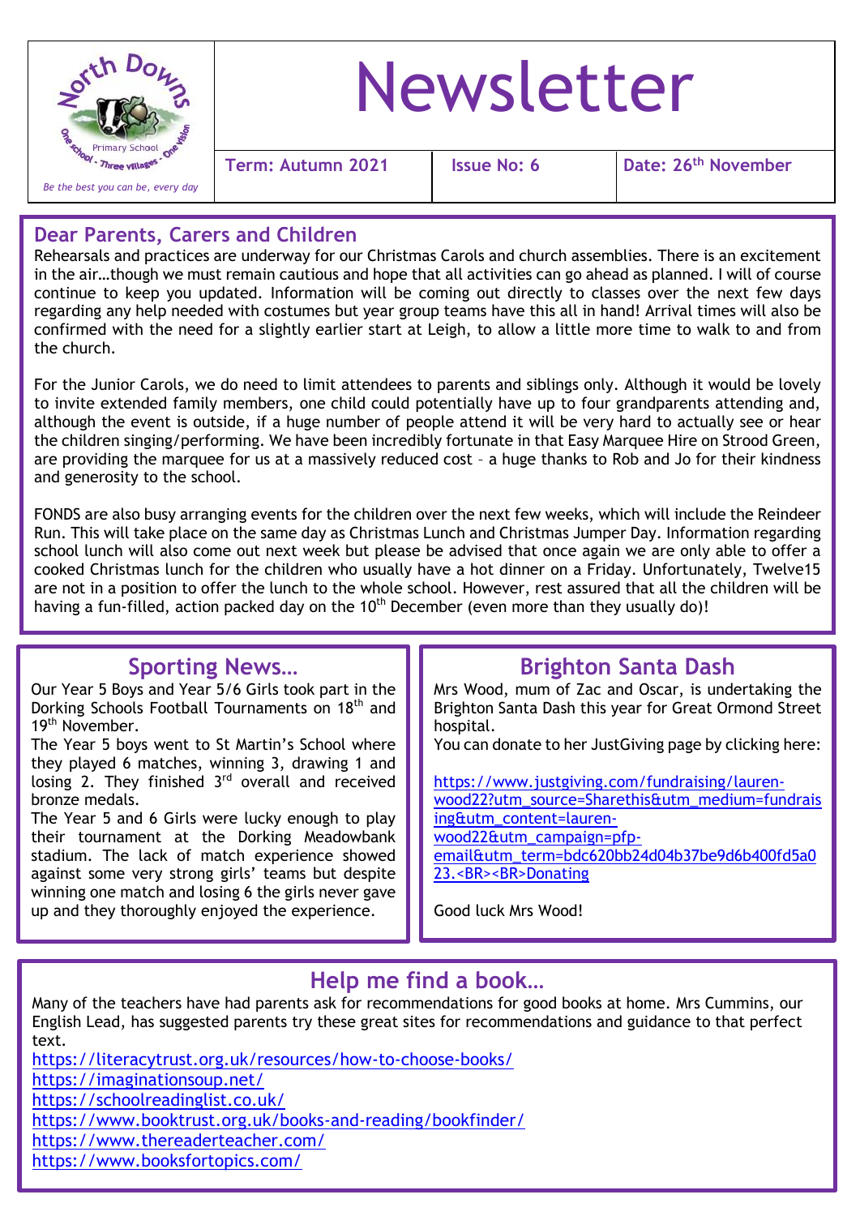North Downs Primary School – One school - Three villages - One vision

*Be the best you can be, every day*

# Newsletter

| Term: Autumn 2021 | Issue No: 6 | Date: 26th November |
|---|---|---|

## Dear Parents, Carers and Children

Rehearsals and practices are underway for our Christmas Carols and church assemblies. There is an excitement in the air…though we must remain cautious and hope that all activities can go ahead as planned. I will of course continue to keep you updated. Information will be coming out directly to classes over the next few days regarding any help needed with costumes but year group teams have this all in hand! Arrival times will also be confirmed with the need for a slightly earlier start at Leigh, to allow a little more time to walk to and from the church.

For the Junior Carols, we do need to limit attendees to parents and siblings only. Although it would be lovely to invite extended family members, one child could potentially have up to four grandparents attending and, although the event is outside, if a huge number of people attend it will be very hard to actually see or hear the children singing/performing. We have been incredibly fortunate in that Easy Marquee Hire on Strood Green, are providing the marquee for us at a massively reduced cost – a huge thanks to Rob and Jo for their kindness and generosity to the school.

FONDS are also busy arranging events for the children over the next few weeks, which will include the Reindeer Run. This will take place on the same day as Christmas Lunch and Christmas Jumper Day. Information regarding school lunch will also come out next week but please be advised that once again we are only able to offer a cooked Christmas lunch for the children who usually have a hot dinner on a Friday. Unfortunately, Twelve15 are not in a position to offer the lunch to the whole school. However, rest assured that all the children will be having a fun-filled, action packed day on the 10th December (even more than they usually do)!

## Sporting News…

Our Year 5 Boys and Year 5/6 Girls took part in the Dorking Schools Football Tournaments on 18th and 19th November.

The Year 5 boys went to St Martin's School where they played 6 matches, winning 3, drawing 1 and losing 2. They finished 3rd overall and received bronze medals.

The Year 5 and 6 Girls were lucky enough to play their tournament at the Dorking Meadowbank stadium. The lack of match experience showed against some very strong girls' teams but despite winning one match and losing 6 the girls never gave up and they thoroughly enjoyed the experience.

## Brighton Santa Dash

Mrs Wood, mum of Zac and Oscar, is undertaking the Brighton Santa Dash this year for Great Ormond Street hospital.

You can donate to her JustGiving page by clicking here:

https://www.justgiving.com/fundraising/lauren-wood22?utm_source=Sharethis&utm_medium=fundraising&utm_content=lauren-wood22&utm_campaign=pfp-email&utm_term=bdc620bb24d04b37be9d6b400fd5a023.<BR><BR>Donating

Good luck Mrs Wood!

## Help me find a book…

Many of the teachers have had parents ask for recommendations for good books at home. Mrs Cummins, our English Lead, has suggested parents try these great sites for recommendations and guidance to that perfect text.

https://literacytrust.org.uk/resources/how-to-choose-books/
https://imaginationsoup.net/
https://schoolreadinglist.co.uk/
https://www.booktrust.org.uk/books-and-reading/bookfinder/
https://www.thereaderteacher.com/
https://www.booksfortopics.com/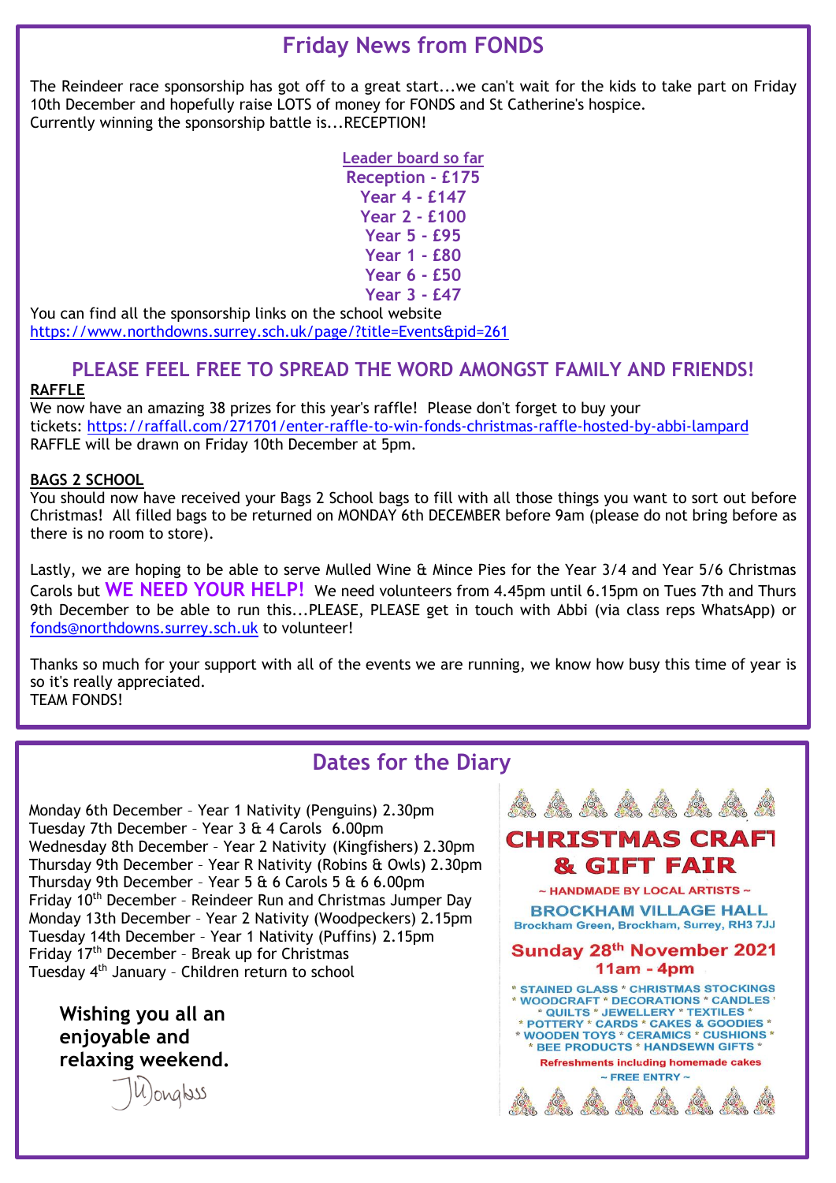## Friday News from FONDS

The Reindeer race sponsorship has got off to a great start...we can't wait for the kids to take part on Friday 10th December and hopefully raise LOTS of money for FONDS and St Catherine's hospice.
Currently winning the sponsorship battle is...RECEPTION!

**Leader board so far**
**Reception - £175**
**Year 4 - £147**
**Year 2 - £100**
**Year 5 - £95**
**Year 1 - £80**
**Year 6 - £50**
**Year 3 - £47**

You can find all the sponsorship links on the school website
https://www.northdowns.surrey.sch.uk/page/?title=Events&pid=261

**PLEASE FEEL FREE TO SPREAD THE WORD AMONGST FAMILY AND FRIENDS!**

**RAFFLE**
We now have an amazing 38 prizes for this year's raffle! Please don't forget to buy your tickets: https://raffall.com/271701/enter-raffle-to-win-fonds-christmas-raffle-hosted-by-abbi-lampard
RAFFLE will be drawn on Friday 10th December at 5pm.

**BAGS 2 SCHOOL**
You should now have received your Bags 2 School bags to fill with all those things you want to sort out before Christmas! All filled bags to be returned on MONDAY 6th DECEMBER before 9am (please do not bring before as there is no room to store).

Lastly, we are hoping to be able to serve Mulled Wine & Mince Pies for the Year 3/4 and Year 5/6 Christmas Carols but **WE NEED YOUR HELP!** We need volunteers from 4.45pm until 6.15pm on Tues 7th and Thurs 9th December to be able to run this...PLEASE, PLEASE get in touch with Abbi (via class reps WhatsApp) or fonds@northdowns.surrey.sch.uk to volunteer!

Thanks so much for your support with all of the events we are running, we know how busy this time of year is so it's really appreciated.
TEAM FONDS!

## Dates for the Diary

Monday 6th December – Year 1 Nativity (Penguins) 2.30pm
Tuesday 7th December – Year 3 & 4 Carols 6.00pm
Wednesday 8th December – Year 2 Nativity (Kingfishers) 2.30pm
Thursday 9th December – Year R Nativity (Robins & Owls) 2.30pm
Thursday 9th December – Year 5 & 6 Carols 5 & 6 6.00pm
Friday 10th December – Reindeer Run and Christmas Jumper Day
Monday 13th December – Year 2 Nativity (Woodpeckers) 2.15pm
Tuesday 14th December – Year 1 Nativity (Puffins) 2.15pm
Friday 17th December – Break up for Christmas
Tuesday 4th January – Children return to school

**Wishing you all an enjoyable and relaxing weekend.**

J W Douglass

**CHRISTMAS CRAFT & GIFT FAIR**
~ HANDMADE BY LOCAL ARTISTS ~
**BROCKHAM VILLAGE HALL**
Brockham Green, Brockham, Surrey, RH3 7JJ
**Sunday 28th November 2021**
**11am - 4pm**
* STAINED GLASS * CHRISTMAS STOCKINGS * WOODCRAFT * DECORATIONS * CANDLES * QUILTS * JEWELLERY * TEXTILES * POTTERY * CARDS * CAKES & GOODIES * WOODEN TOYS * CERAMICS * CUSHIONS * BEE PRODUCTS * HANDSEWN GIFTS *
Refreshments including homemade cakes
~ FREE ENTRY ~